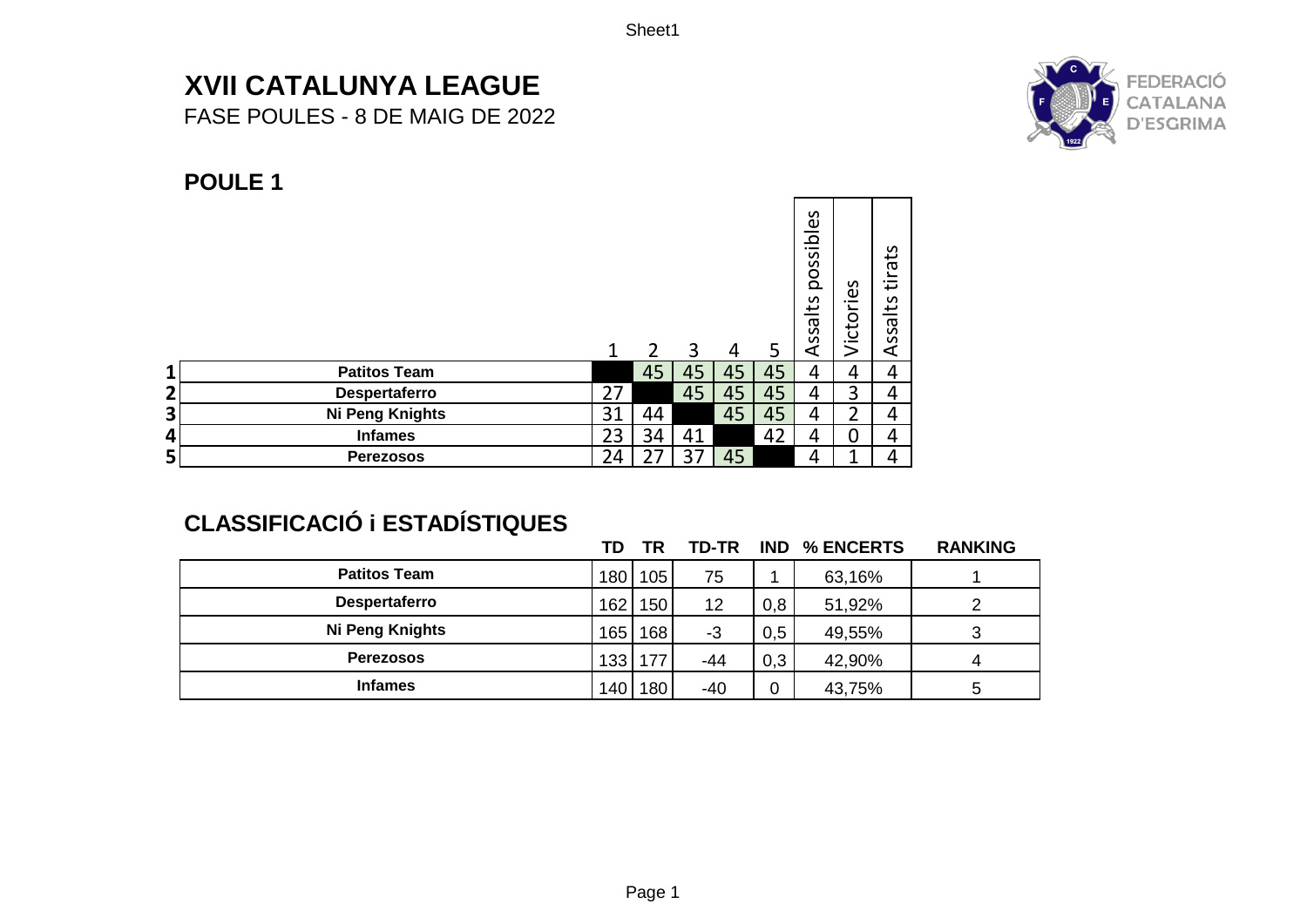# XVII CATALUNYA LEAGUE

FASE POULES - 8 DE MAIG DE 2022

FEDERACIÓ CATALANA D'ESGRIMA

## POULE 1

| | | 1 | 2 | 3 | 4 | 5 | Assalts possibles | Victories | Assalts tirats |
|---|---|---|---|---|---|---|---|---|---|
| 1 | Patitos Team | | 45 | 45 | 45 | 45 | 4 | 4 | 4 |
| 2 | Despertaferro | 27 | | 45 | 45 | 45 | 4 | 3 | 4 |
| 3 | Ni Peng Knights | 31 | 44 | | 45 | 45 | 4 | 2 | 4 |
| 4 | Infames | 23 | 34 | 41 | | 42 | 4 | 0 | 4 |
| 5 | Perezosos | 24 | 27 | 37 | 45 | | 4 | 1 | 4 |

## CLASSIFICACIÓ i ESTADÍSTIQUES

| | TD | TR | TD-TR | IND | % ENCERTS | RANKING |
|---|---|---|---|---|---|---|
| Patitos Team | 180 | 105 | 75 | 1 | 63,16% | 1 |
| Despertaferro | 162 | 150 | 12 | 0,8 | 51,92% | 2 |
| Ni Peng Knights | 165 | 168 | -3 | 0,5 | 49,55% | 3 |
| Perezosos | 133 | 177 | -44 | 0,3 | 42,90% | 4 |
| Infames | 140 | 180 | -40 | 0 | 43,75% | 5 |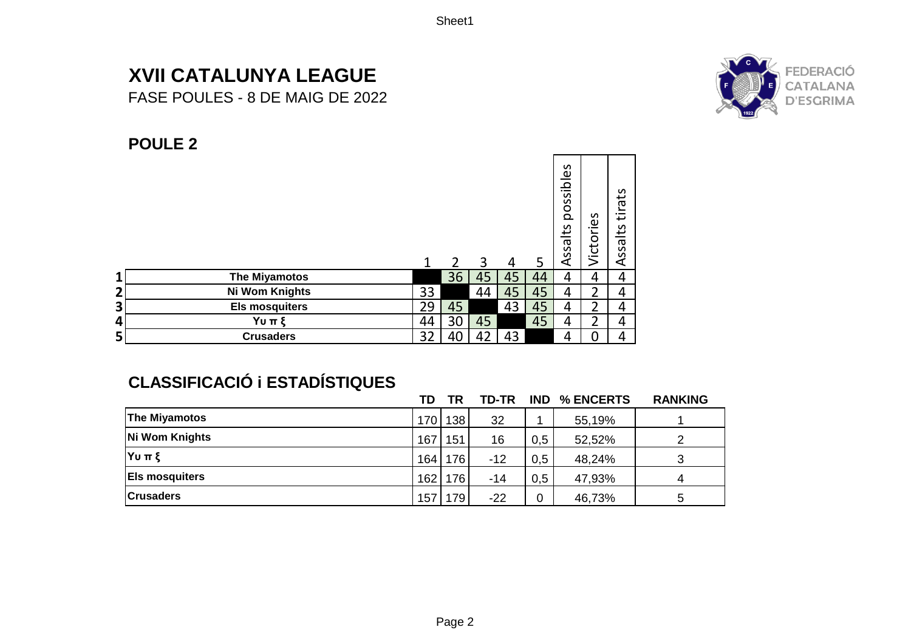# XVII CATALUNYA LEAGUE

FASE POULES - 8 DE MAIG DE 2022

FEDERACIÓ CATALANA D'ESGRIMA

## POULE 2

| | | 1 | 2 | 3 | 4 | 5 | Assalts possibles | Victories | Assalts tirats |
|---|---|---|---|---|---|---|---|---|---|
| 1 | The Miyamotos | | 36 | 45 | 45 | 44 | 4 | 4 | 4 |
| 2 | Ni Wom Knights | 33 | | 44 | 45 | 45 | 4 | 2 | 4 |
| 3 | Els mosquiters | 29 | 45 | | 43 | 45 | 4 | 2 | 4 |
| 4 | Υυ π ξ | 44 | 30 | 45 | | 45 | 4 | 2 | 4 |
| 5 | Crusaders | 32 | 40 | 42 | 43 | | 4 | 0 | 4 |

## CLASSIFICACIÓ i ESTADÍSTIQUES

| | TD | TR | TD-TR | IND | % ENCERTS | RANKING |
|---|---|---|---|---|---|---|
| The Miyamotos | 170 | 138 | 32 | 1 | 55,19% | 1 |
| Ni Wom Knights | 167 | 151 | 16 | 0,5 | 52,52% | 2 |
| Υυ π ξ | 164 | 176 | -12 | 0,5 | 48,24% | 3 |
| Els mosquiters | 162 | 176 | -14 | 0,5 | 47,93% | 4 |
| Crusaders | 157 | 179 | -22 | 0 | 46,73% | 5 |